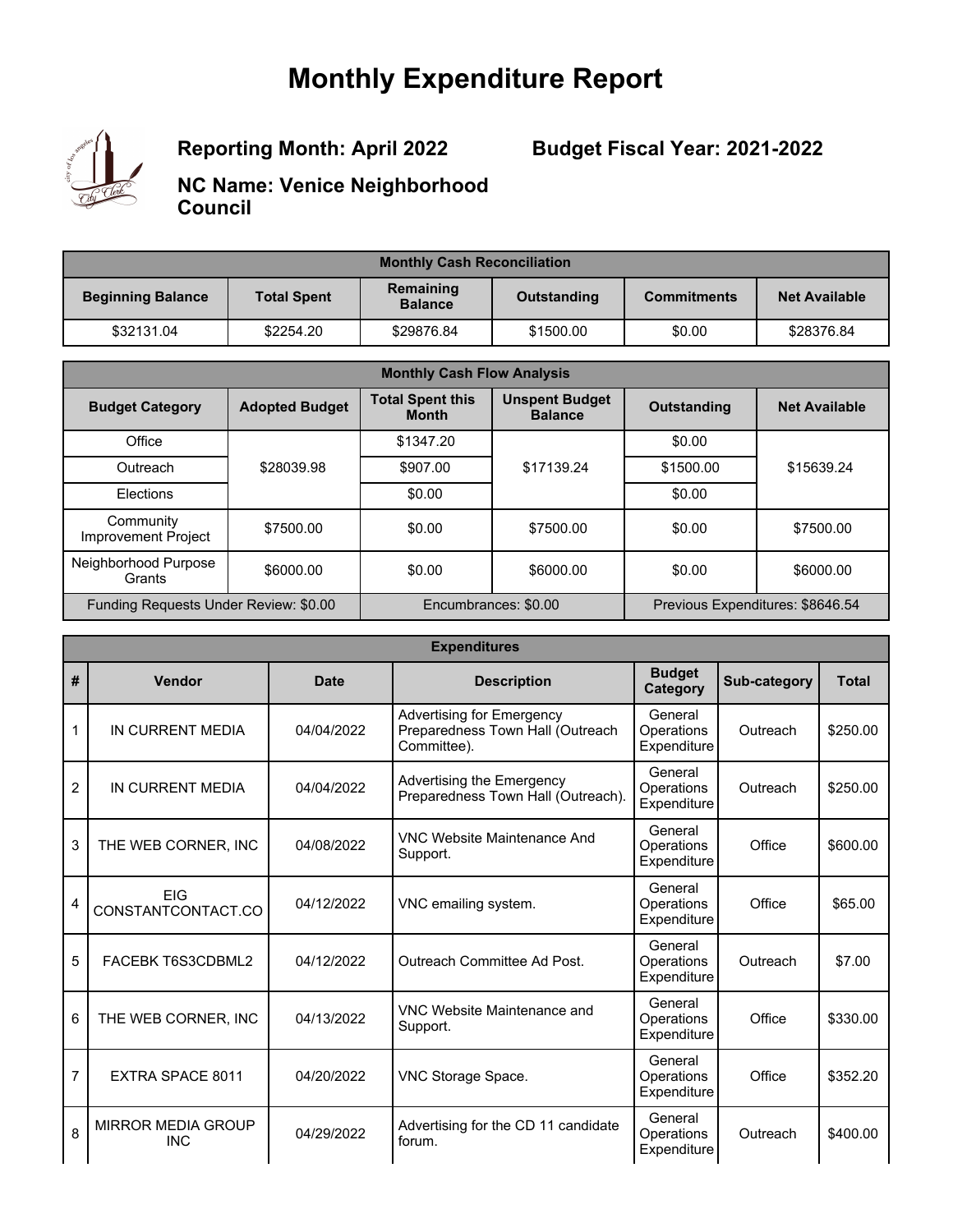# Monthly Expenditure Report

**Reporting Month: April 2022**

**Budget Fiscal Year: 2021-2022**

**NC Name: Venice Neighborhood Council**

| Monthly Cash Reconciliation | | | | | |
|---|---|---|---|---|---|
| **Beginning Balance** | **Total Spent** | **Remaining Balance** | **Outstanding** | **Commitments** | **Net Available** |
| $32131.04 | $2254.20 | $29876.84 | $1500.00 | $0.00 | $28376.84 |

| Monthly Cash Flow Analysis | | | | | |
|---|---|---|---|---|---|
| **Budget Category** | **Adopted Budget** | **Total Spent this Month** | **Unspent Budget Balance** | **Outstanding** | **Net Available** |
| Office | $28039.98 | $1347.20 | $17139.24 | $0.00 | $15639.24 |
| Outreach | | $907.00 | | $1500.00 | |
| Elections | | $0.00 | | $0.00 | |
| Community Improvement Project | $7500.00 | $0.00 | $7500.00 | $0.00 | $7500.00 |
| Neighborhood Purpose Grants | $6000.00 | $0.00 | $6000.00 | $0.00 | $6000.00 |
| Funding Requests Under Review: $0.00 | | Encumbrances: $0.00 | | Previous Expenditures: $8646.54 | |

| Expenditures | | | | | | |
|---|---|---|---|---|---|---|
| **#** | **Vendor** | **Date** | **Description** | **Budget Category** | **Sub-category** | **Total** |
| 1 | IN CURRENT MEDIA | 04/04/2022 | Advertising for Emergency Preparedness Town Hall (Outreach Committee). | General Operations Expenditure | Outreach | $250.00 |
| 2 | IN CURRENT MEDIA | 04/04/2022 | Advertising the Emergency Preparedness Town Hall (Outreach). | General Operations Expenditure | Outreach | $250.00 |
| 3 | THE WEB CORNER, INC | 04/08/2022 | VNC Website Maintenance And Support. | General Operations Expenditure | Office | $600.00 |
| 4 | EIG CONSTANTCONTACT.CO | 04/12/2022 | VNC emailing system. | General Operations Expenditure | Office | $65.00 |
| 5 | FACEBK T6S3CDBML2 | 04/12/2022 | Outreach Committee Ad Post. | General Operations Expenditure | Outreach | $7.00 |
| 6 | THE WEB CORNER, INC | 04/13/2022 | VNC Website Maintenance and Support. | General Operations Expenditure | Office | $330.00 |
| 7 | EXTRA SPACE 8011 | 04/20/2022 | VNC Storage Space. | General Operations Expenditure | Office | $352.20 |
| 8 | MIRROR MEDIA GROUP INC | 04/29/2022 | Advertising for the CD 11 candidate forum. | General Operations Expenditure | Outreach | $400.00 |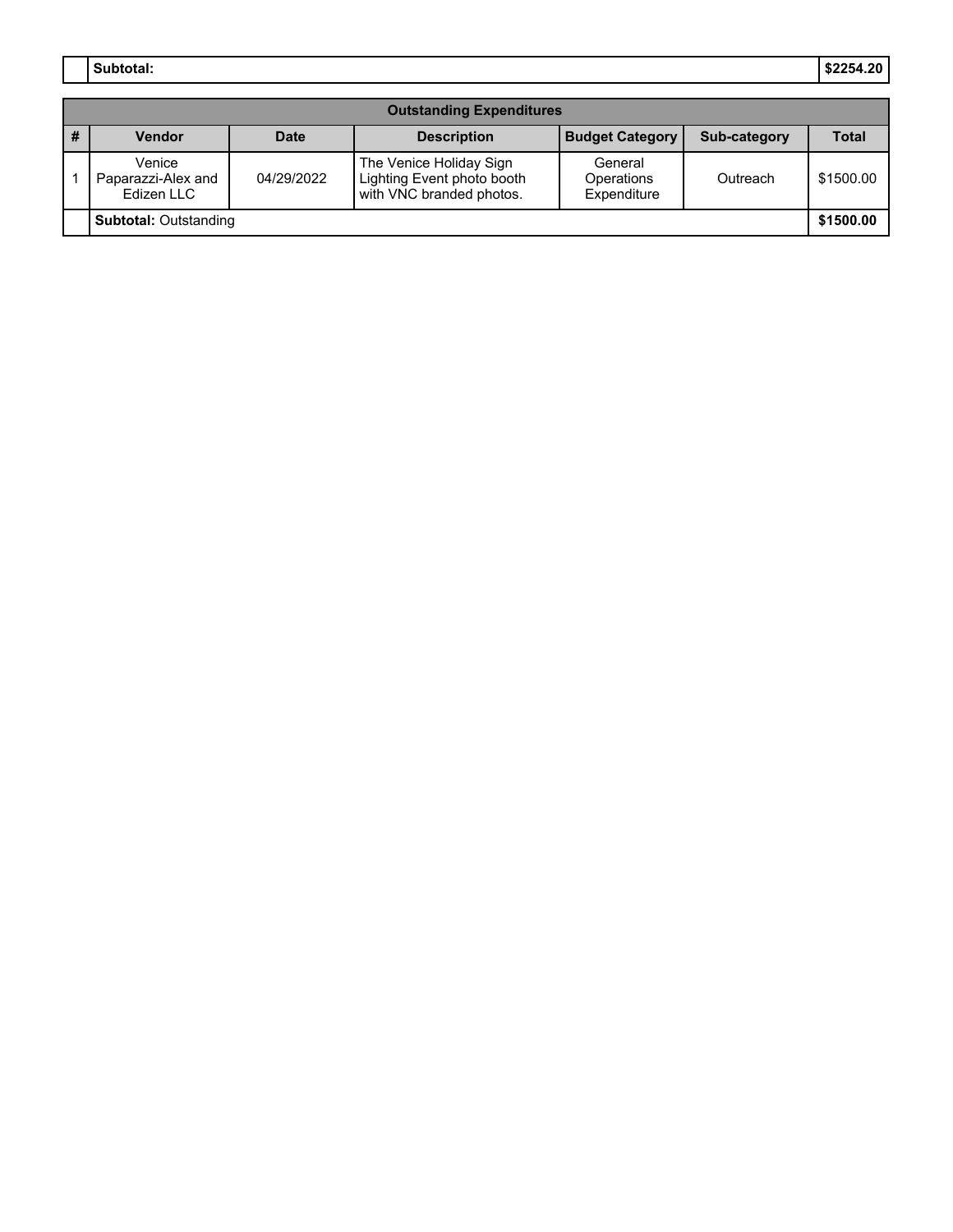| | Subtotal: | $2254.20 |
|---|---|---|

| Outstanding Expenditures | | | | | | |
|---|---|---|---|---|---|---|
| # | Vendor | Date | Description | Budget Category | Sub-category | Total |
| 1 | Venice Paparazzi-Alex and Edizen LLC | 04/29/2022 | The Venice Holiday Sign Lighting Event photo booth with VNC branded photos. | General Operations Expenditure | Outreach | $1500.00 |
| | **Subtotal:** Outstanding | | | | | **$1500.00** |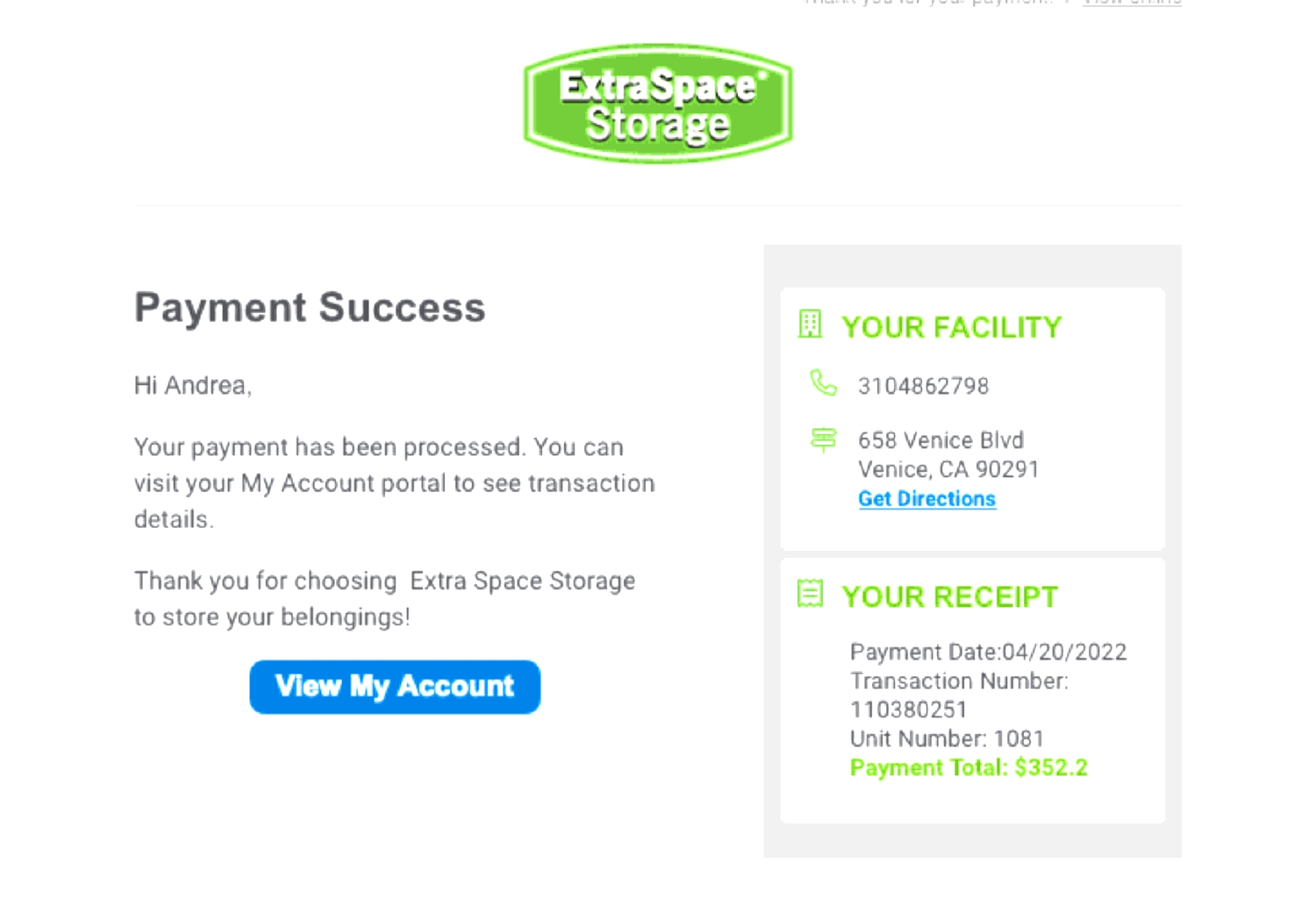Extra Space Storage

# Payment Success

Hi Andrea,

Your payment has been processed. You can visit your My Account portal to see transaction details.

Thank you for choosing Extra Space Storage to store your belongings!

**View My Account**

## YOUR FACILITY

3104862798

658 Venice Blvd
Venice, CA 90291
Get Directions

## YOUR RECEIPT

Payment Date:04/20/2022
Transaction Number: 110380251
Unit Number: 1081
**Payment Total: $352.2**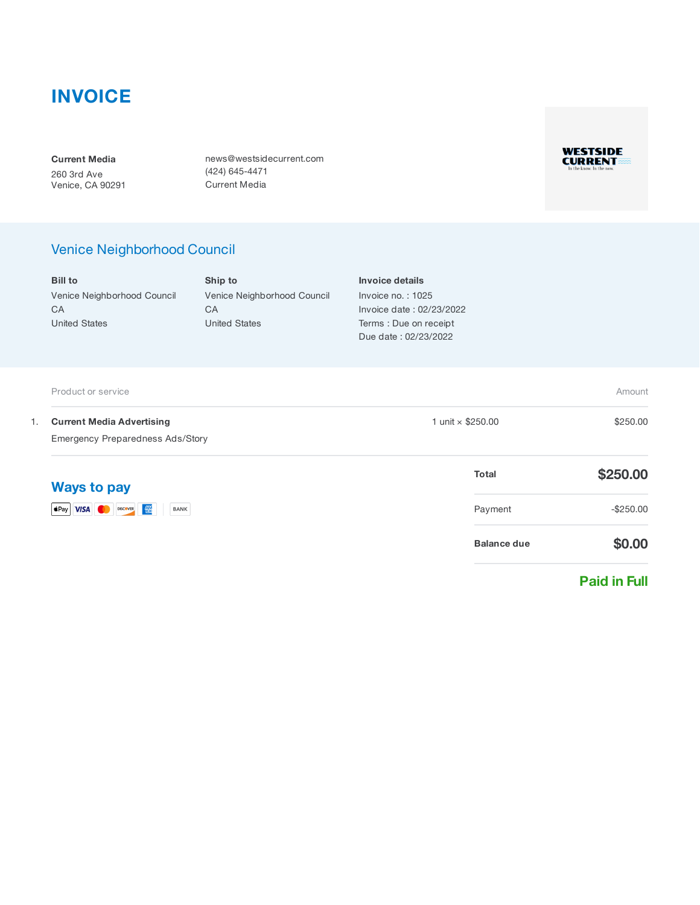# INVOICE

**Current Media**
260 3rd Ave
Venice, CA 90291

news@westsidecurrent.com
(424) 645-4471
Current Media

WESTSIDE CURRENT
In the know. In the now.

## Venice Neighborhood Council

**Bill to**
Venice Neighborhood Council
CA
United States

**Ship to**
Venice Neighborhood Council
CA
United States

**Invoice details**
Invoice no. : 1025
Invoice date : 02/23/2022
Terms : Due on receipt
Due date : 02/23/2022

| | Product or service | | Amount |
|---|---|---|---|
| 1. | **Current Media Advertising**<br>Emergency Preparedness Ads/Story | 1 unit × $250.00 | $250.00 |

## Ways to pay

Apple Pay, VISA, Mastercard, Discover, American Express, BANK

| | |
|---|---|
| **Total** | **$250.00** |
| Payment | -$250.00 |
| **Balance due** | **$0.00** |

**Paid in Full**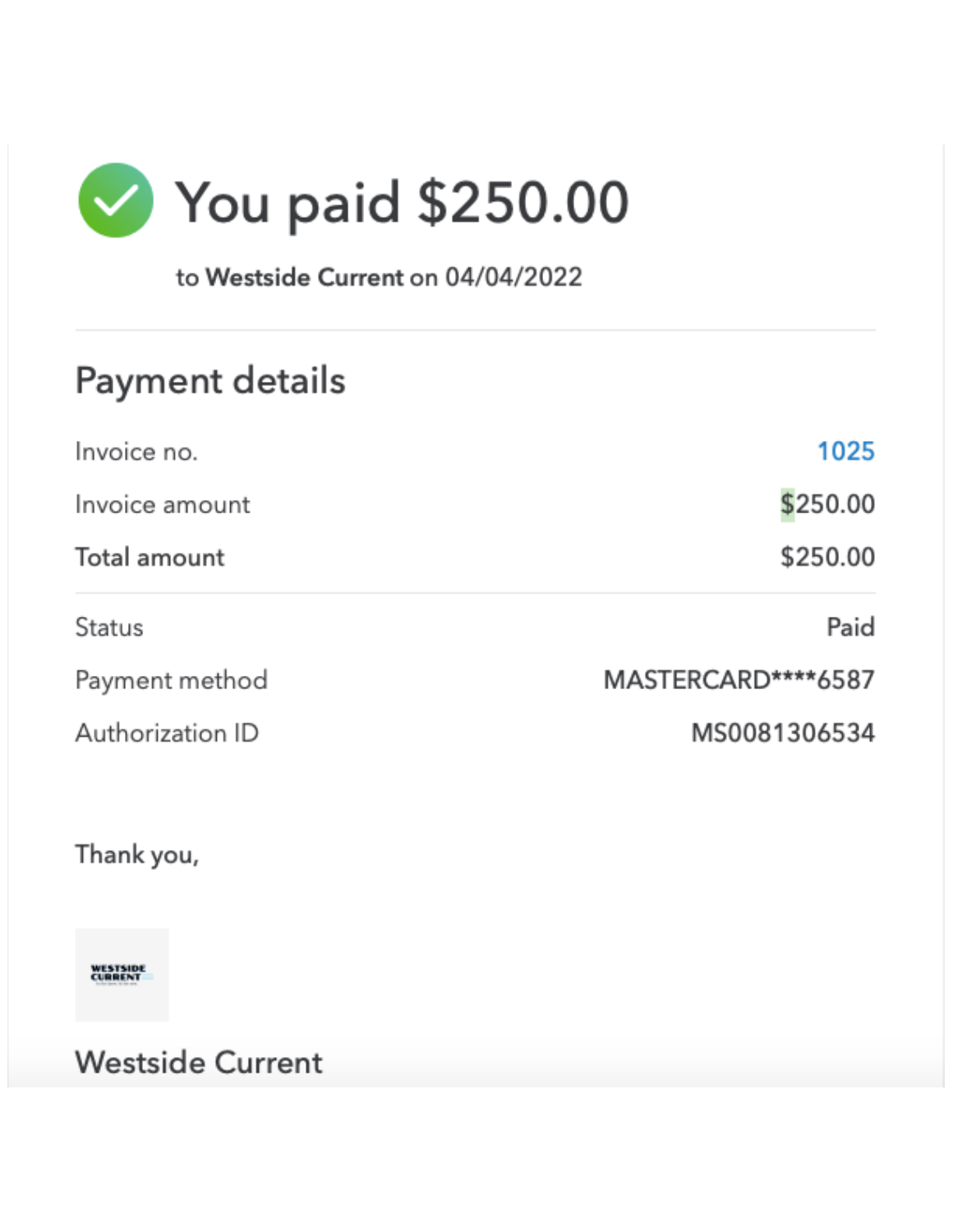# You paid $250.00

to **Westside Current** on 04/04/2022

## Payment details

| | |
|---|---|
| Invoice no. | 1025 |
| Invoice amount | $250.00 |
| **Total amount** | $250.00 |

| | |
|---|---|
| Status | Paid |
| Payment method | MASTERCARD****6587 |
| Authorization ID | MS0081306534 |

Thank you,

Westside Current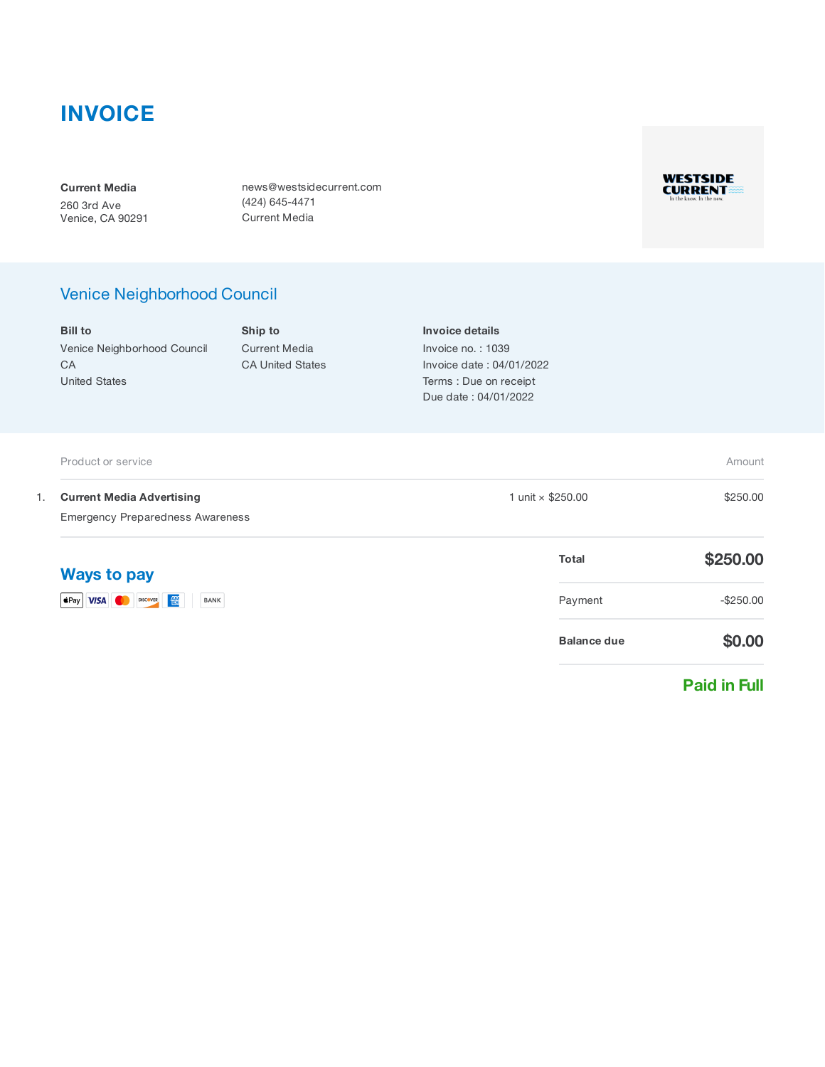# INVOICE

**Current Media**
260 3rd Ave
Venice, CA 90291

news@westsidecurrent.com
(424) 645-4471
Current Media

## Venice Neighborhood Council

**Bill to**
Venice Neighborhood Council
CA
United States

**Ship to**
Current Media
CA United States

**Invoice details**
Invoice no. : 1039
Invoice date : 04/01/2022
Terms : Due on receipt
Due date : 04/01/2022

| | Product or service | | Amount |
|---|---|---|---|
| 1. | **Current Media Advertising**<br>Emergency Preparedness Awareness | 1 unit × $250.00 | $250.00 |

## Ways to pay

Apple Pay, VISA, Mastercard, Discover, American Express, BANK

| | |
|---|---|
| **Total** | **$250.00** |
| Payment | -$250.00 |
| **Balance due** | **$0.00** |

**Paid in Full**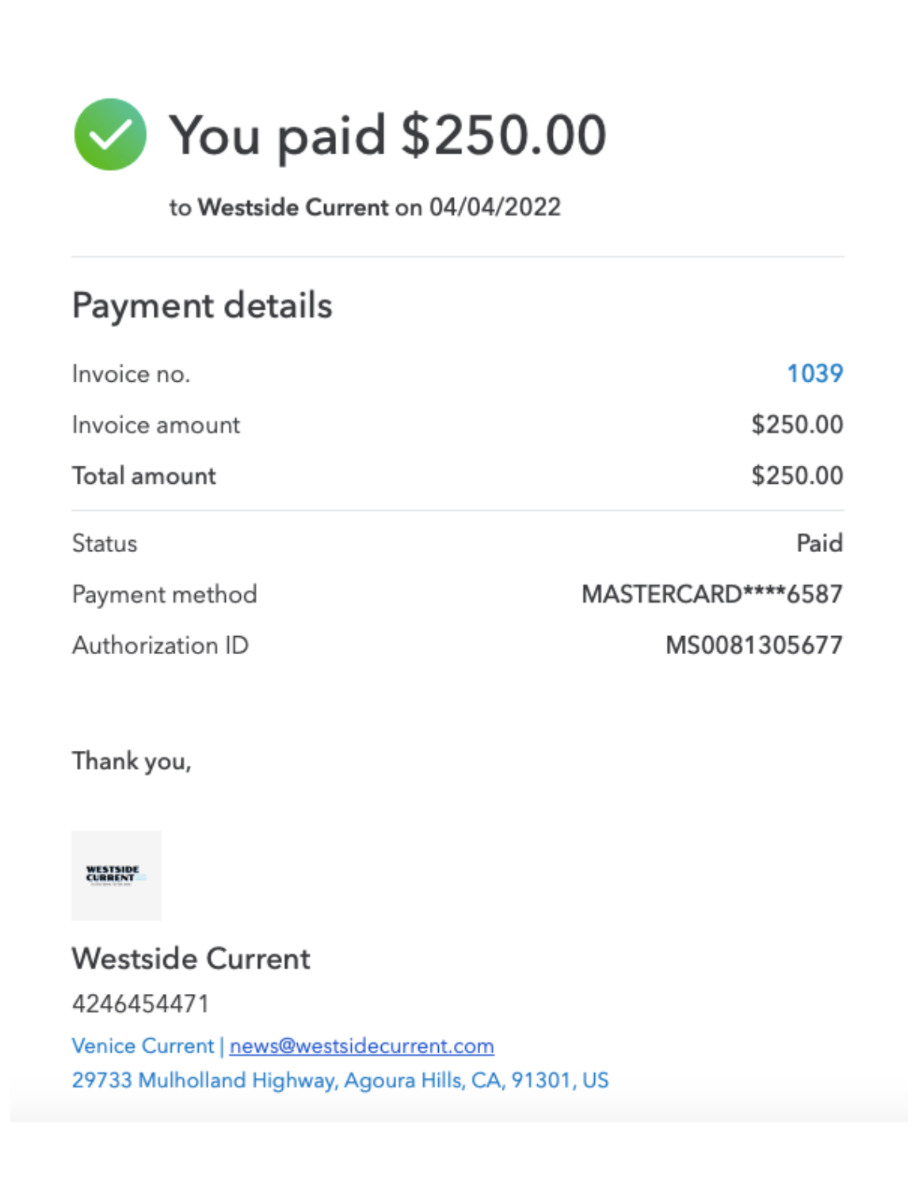# You paid $250.00

to **Westside Current** on 04/04/2022

## Payment details

| | |
|---|---|
| Invoice no. | 1039 |
| Invoice amount | $250.00 |
| **Total amount** | $250.00 |
| Status | Paid |
| Payment method | MASTERCARD****6587 |
| Authorization ID | MS0081305677 |

Thank you,

## Westside Current

4246454471

Venice Current | news@westsidecurrent.com

29733 Mulholland Highway, Agoura Hills, CA, 91301, US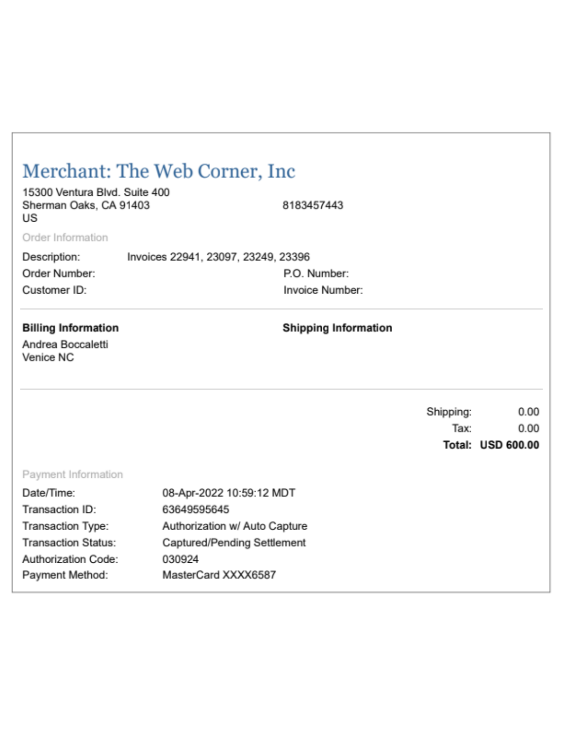# Merchant: The Web Corner, Inc

15300 Ventura Blvd. Suite 400
Sherman Oaks, CA 91403
US

8183457443

Order Information

| | | | |
|---|---|---|---|
| Description: | Invoices 22941, 23097, 23249, 23396 | | |
| Order Number: | | P.O. Number: | |
| Customer ID: | | Invoice Number: | |

**Billing Information**

Andrea Boccaletti
Venice NC

**Shipping Information**

| | |
|---|---|
| Shipping: | 0.00 |
| Tax: | 0.00 |
| **Total:** | **USD 600.00** |

Payment Information

| | |
|---|---|
| Date/Time: | 08-Apr-2022 10:59:12 MDT |
| Transaction ID: | 63649595645 |
| Transaction Type: | Authorization w/ Auto Capture |
| Transaction Status: | Captured/Pending Settlement |
| Authorization Code: | 030924 |
| Payment Method: | MasterCard XXXX6587 |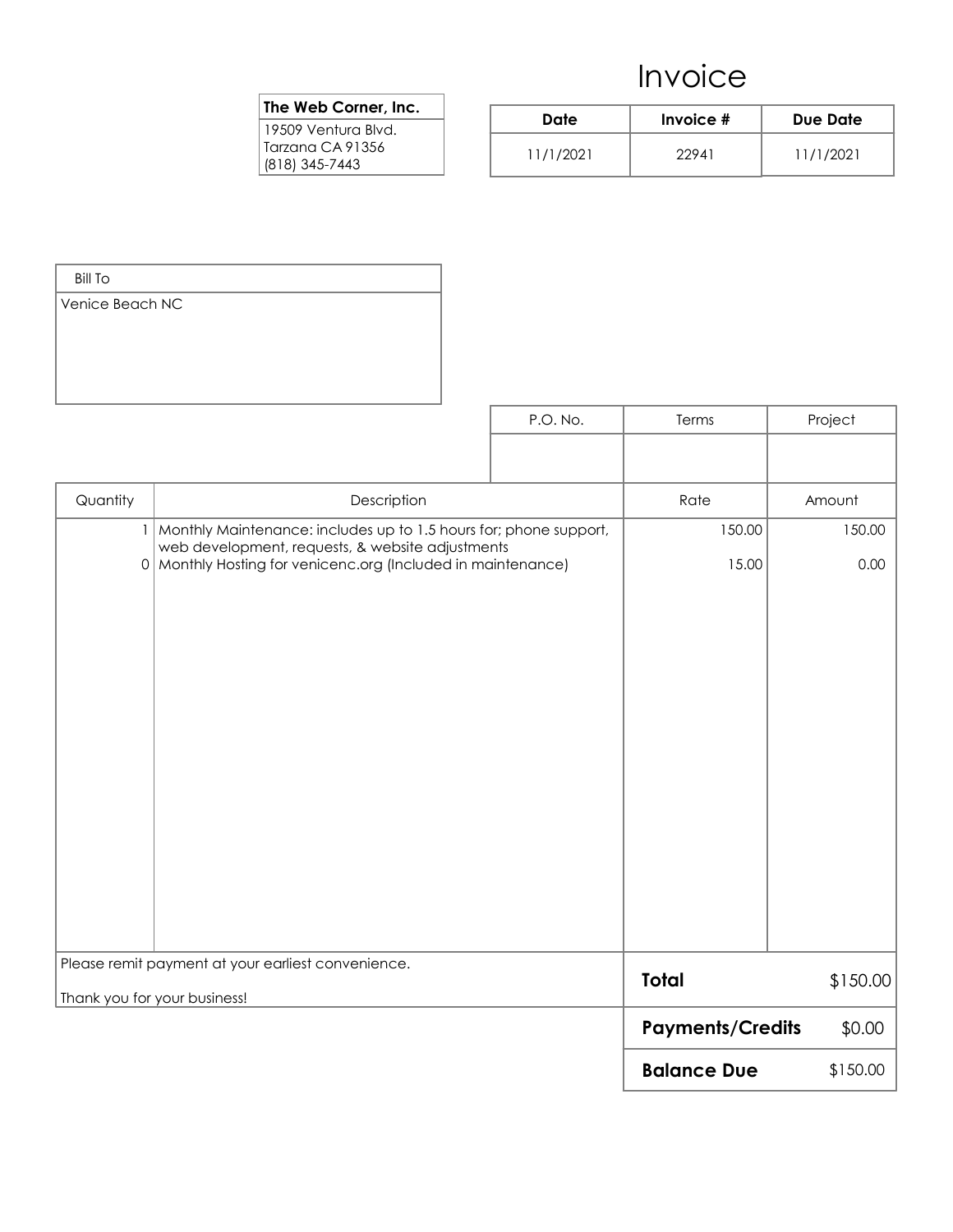# Invoice

**The Web Corner, Inc.**
19509 Ventura Blvd.
Tarzana CA 91356
(818) 345-7443

| Date | Invoice # | Due Date |
|---|---|---|
| 11/1/2021 | 22941 | 11/1/2021 |

| Bill To |
|---|
| Venice Beach NC |

| P.O. No. | Terms | Project |
|---|---|---|
| | | |

| Quantity | Description | Rate | Amount |
|---|---|---|---|
| 1 | Monthly Maintenance: includes up to 1.5 hours for; phone support, web development, requests, & website adjustments | 150.00 | 150.00 |
| 0 | Monthly Hosting for venicenc.org (Included in maintenance) | 15.00 | 0.00 |

Please remit payment at your earliest convenience.

Thank you for your business!

| | |
|---|---|
| **Total** | $150.00 |
| **Payments/Credits** | $0.00 |
| **Balance Due** | $150.00 |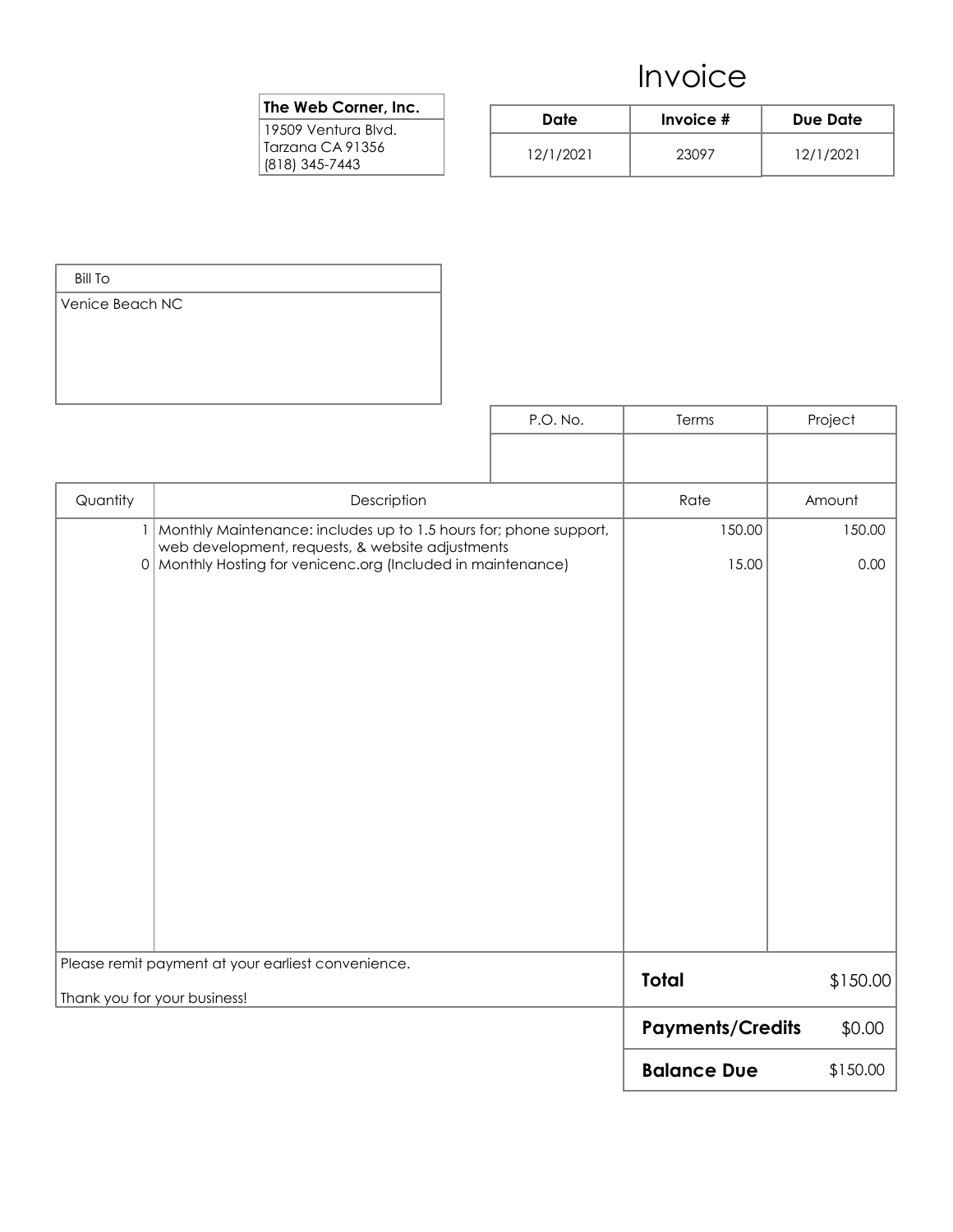# Invoice

**The Web Corner, Inc.**
19509 Ventura Blvd.
Tarzana CA 91356
(818) 345-7443

| Date | Invoice # | Due Date |
|---|---|---|
| 12/1/2021 | 23097 | 12/1/2021 |

| Bill To |
|---|
| Venice Beach NC |

| P.O. No. | Terms | Project |
|---|---|---|
| | | |

| Quantity | Description | Rate | Amount |
|---|---|---|---|
| 1 | Monthly Maintenance: includes up to 1.5 hours for; phone support, web development, requests, & website adjustments | 150.00 | 150.00 |
| 0 | Monthly Hosting for venicenc.org (Included in maintenance) | 15.00 | 0.00 |

Please remit payment at your earliest convenience.

Thank you for your business!

| | |
|---|---|
| **Total** | $150.00 |
| **Payments/Credits** | $0.00 |
| **Balance Due** | $150.00 |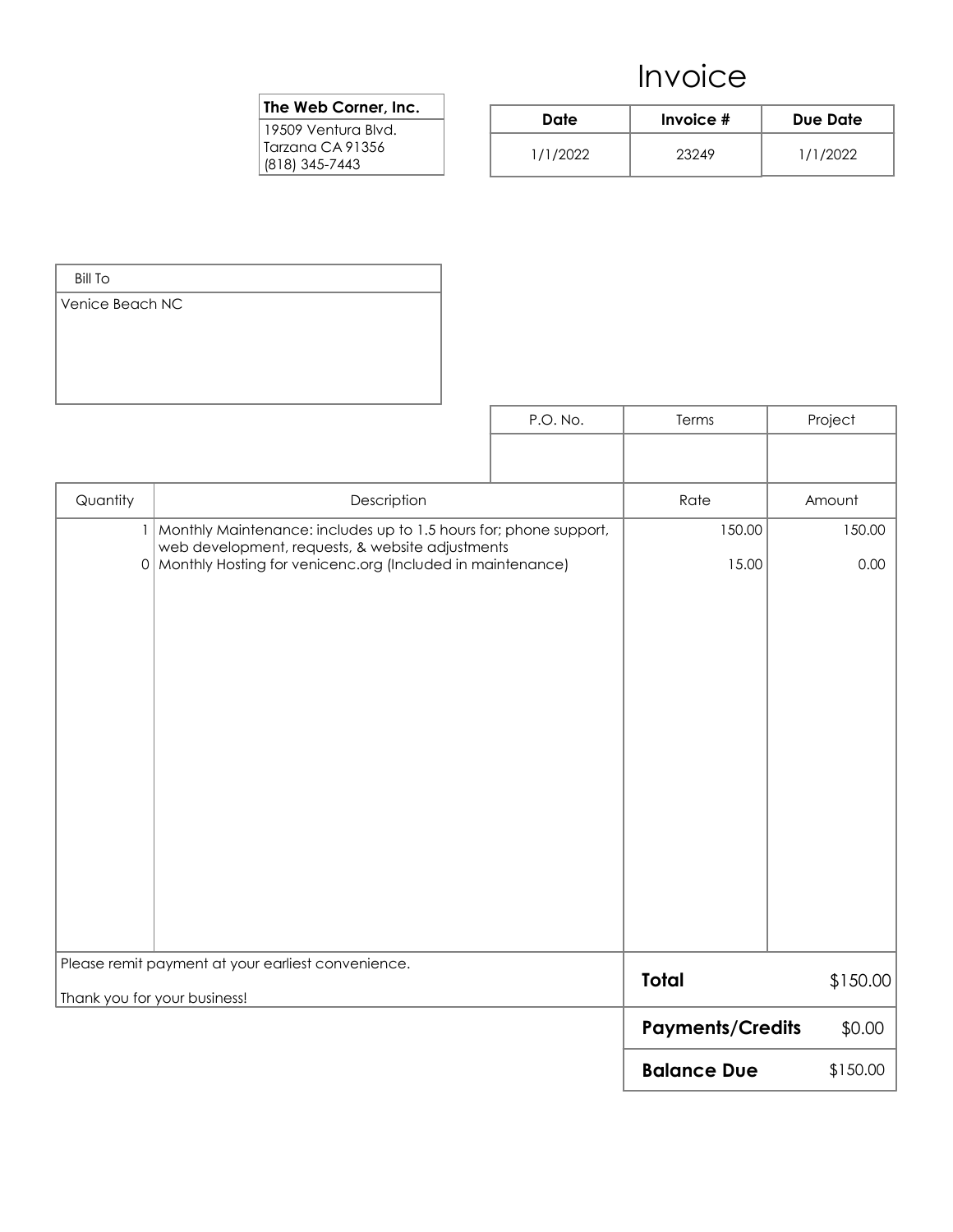# Invoice

**The Web Corner, Inc.**
19509 Ventura Blvd.
Tarzana CA 91356
(818) 345-7443

| Date | Invoice # | Due Date |
|---|---|---|
| 1/1/2022 | 23249 | 1/1/2022 |

| Bill To |
|---|
| Venice Beach NC |

| P.O. No. | Terms | Project |
|---|---|---|
| | | |

| Quantity | Description | Rate | Amount |
|---|---|---|---|
| 1 | Monthly Maintenance: includes up to 1.5 hours for; phone support, web development, requests, & website adjustments | 150.00 | 150.00 |
| 0 | Monthly Hosting for venicenc.org (Included in maintenance) | 15.00 | 0.00 |

Please remit payment at your earliest convenience.

Thank you for your business!

| | |
|---|---|
| **Total** | $150.00 |
| **Payments/Credits** | $0.00 |
| **Balance Due** | $150.00 |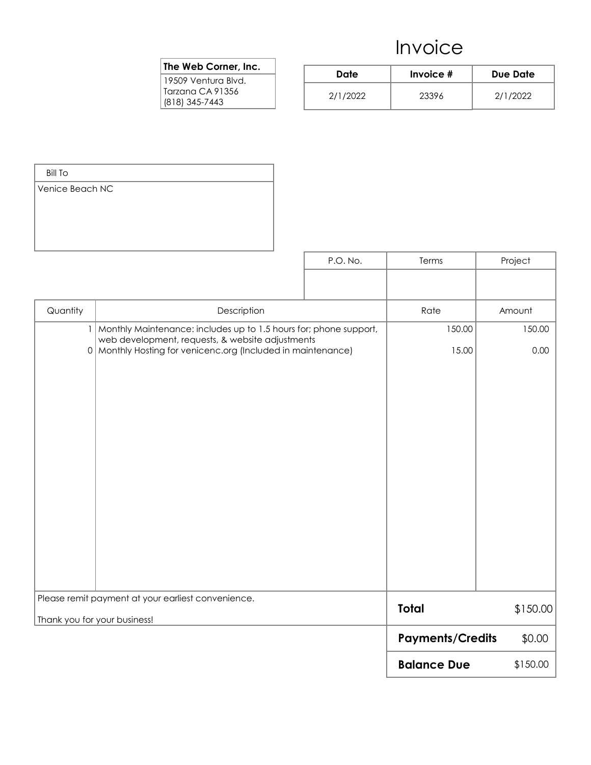# Invoice

**The Web Corner, Inc.**
19509 Ventura Blvd.
Tarzana CA 91356
(818) 345-7443

| Date | Invoice # | Due Date |
|---|---|---|
| 2/1/2022 | 23396 | 2/1/2022 |

| Bill To |
|---|
| Venice Beach NC |

| P.O. No. | Terms | Project |
|---|---|---|
| | | |

| Quantity | Description | Rate | Amount |
|---|---|---|---|
| 1 | Monthly Maintenance: includes up to 1.5 hours for; phone support, web development, requests, & website adjustments | 150.00 | 150.00 |
| 0 | Monthly Hosting for venicenc.org (Included in maintenance) | 15.00 | 0.00 |

Please remit payment at your earliest convenience.

Thank you for your business!

| | |
|---|---|
| **Total** | $150.00 |
| **Payments/Credits** | $0.00 |
| **Balance Due** | $150.00 |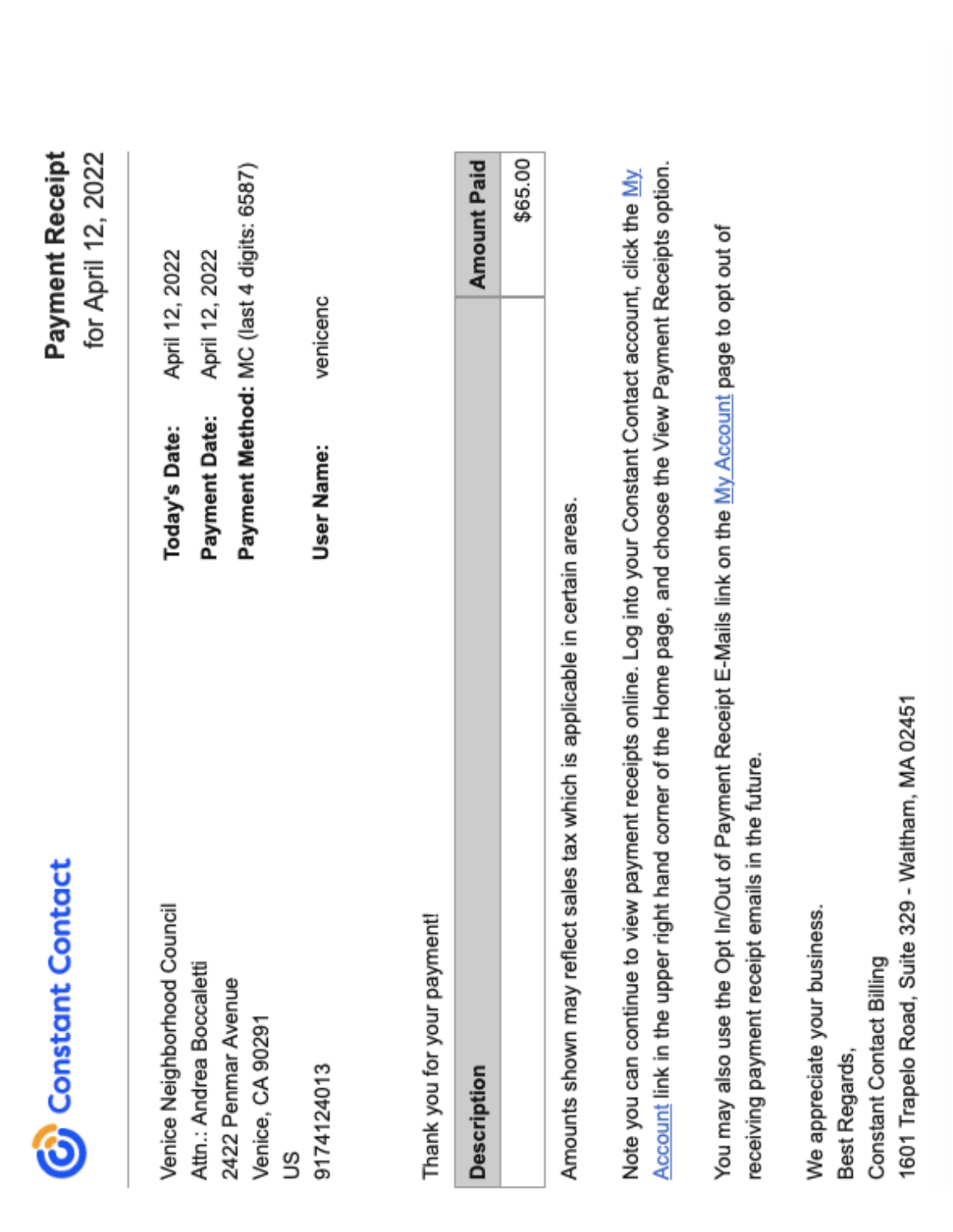Constant Contact

# Payment Receipt

for April 12, 2022

Venice Neighborhood Council
Attn.: Andrea Boccaletti
2422 Penmar Avenue
Venice, CA 90291
US
9174124013

**Today's Date:** April 12, 2022
**Payment Date:** April 12, 2022
**Payment Method:** MC (last 4 digits: 6587)

**User Name:** venicenc

Thank you for your payment!

| Description | Amount Paid |
| --- | --- |
| | $65.00 |

Amounts shown may reflect sales tax which is applicable in certain areas.

Note you can continue to view payment receipts online. Log into your Constant Contact account, click the My Account link in the upper right hand corner of the Home page, and choose the View Payment Receipts option.

You may also use the Opt In/Out of Payment Receipt E-Mails link on the My Account page to opt out of receiving payment receipt emails in the future.

We appreciate your business.
Best Regards,
Constant Contact Billing
1601 Trapelo Road, Suite 329 - Waltham, MA 02451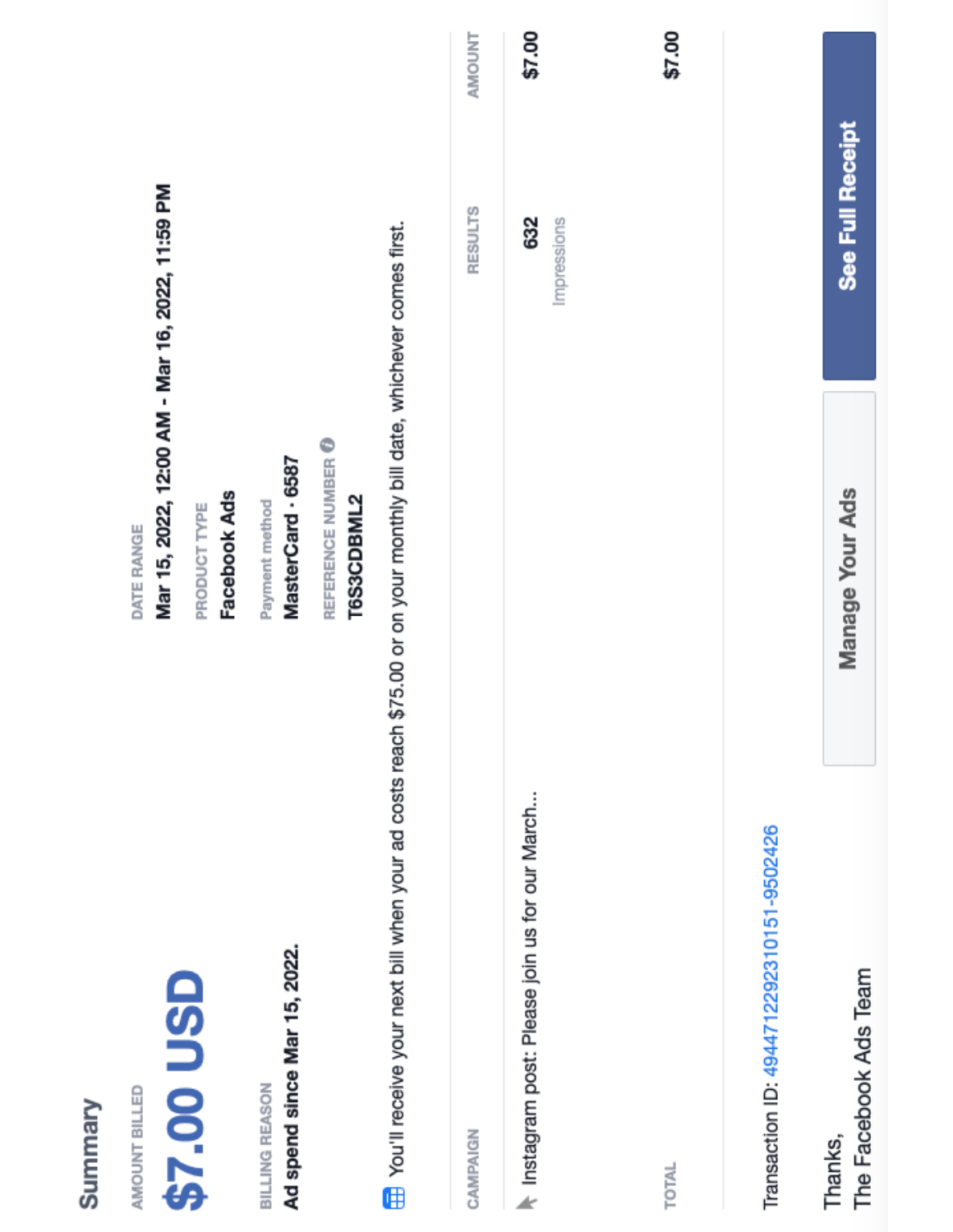## Summary

AMOUNT BILLED

**$7.00 USD**

BILLING REASON

**Ad spend since Mar 15, 2022.**

DATE RANGE

**Mar 15, 2022, 12:00 AM - Mar 16, 2022, 11:59 PM**

PRODUCT TYPE

**Facebook Ads**

Payment method

**MasterCard · 6587**

REFERENCE NUMBER

**T6S3CDBML2**

You'll receive your next bill when your ad costs reach $75.00 or on your monthly bill date, whichever comes first.

| CAMPAIGN | RESULTS | AMOUNT |
|---|---|---|
| Instagram post: Please join us for our March... | 632 Impressions | $7.00 |
| TOTAL | | $7.00 |

Transaction ID: 4944712292310151-9502426

Manage Your Ads

See Full Receipt

Thanks,
The Facebook Ads Team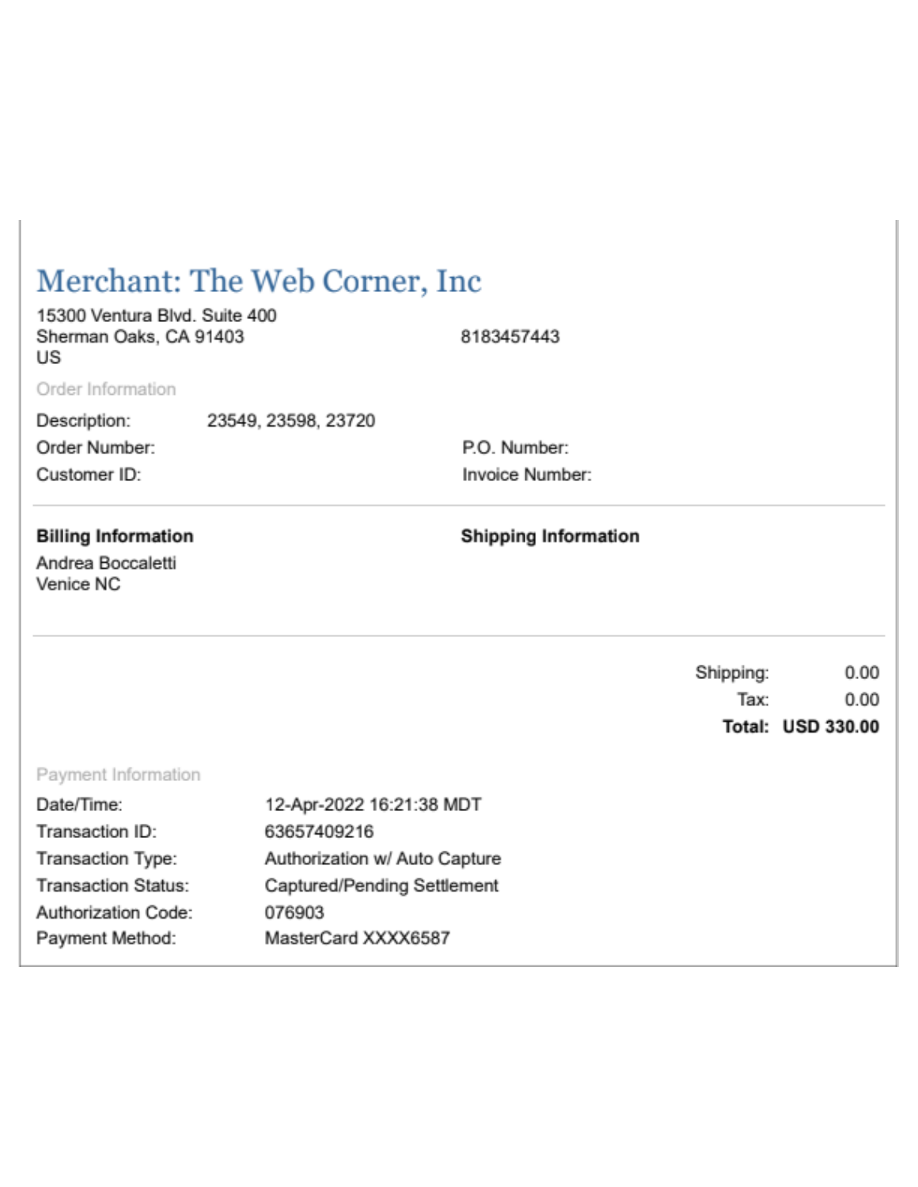# Merchant: The Web Corner, Inc

15300 Ventura Blvd. Suite 400
Sherman Oaks, CA 91403
US

8183457443

Order Information

| | | | |
|---|---|---|---|
| Description: | 23549, 23598, 23720 | | |
| Order Number: | | P.O. Number: | |
| Customer ID: | | Invoice Number: | |

**Billing Information**

Andrea Boccaletti
Venice NC

**Shipping Information**

| | |
|---|---|
| Shipping: | 0.00 |
| Tax: | 0.00 |
| **Total:** | **USD 330.00** |

Payment Information

| | |
|---|---|
| Date/Time: | 12-Apr-2022 16:21:38 MDT |
| Transaction ID: | 63657409216 |
| Transaction Type: | Authorization w/ Auto Capture |
| Transaction Status: | Captured/Pending Settlement |
| Authorization Code: | 076903 |
| Payment Method: | MasterCard XXXX6587 |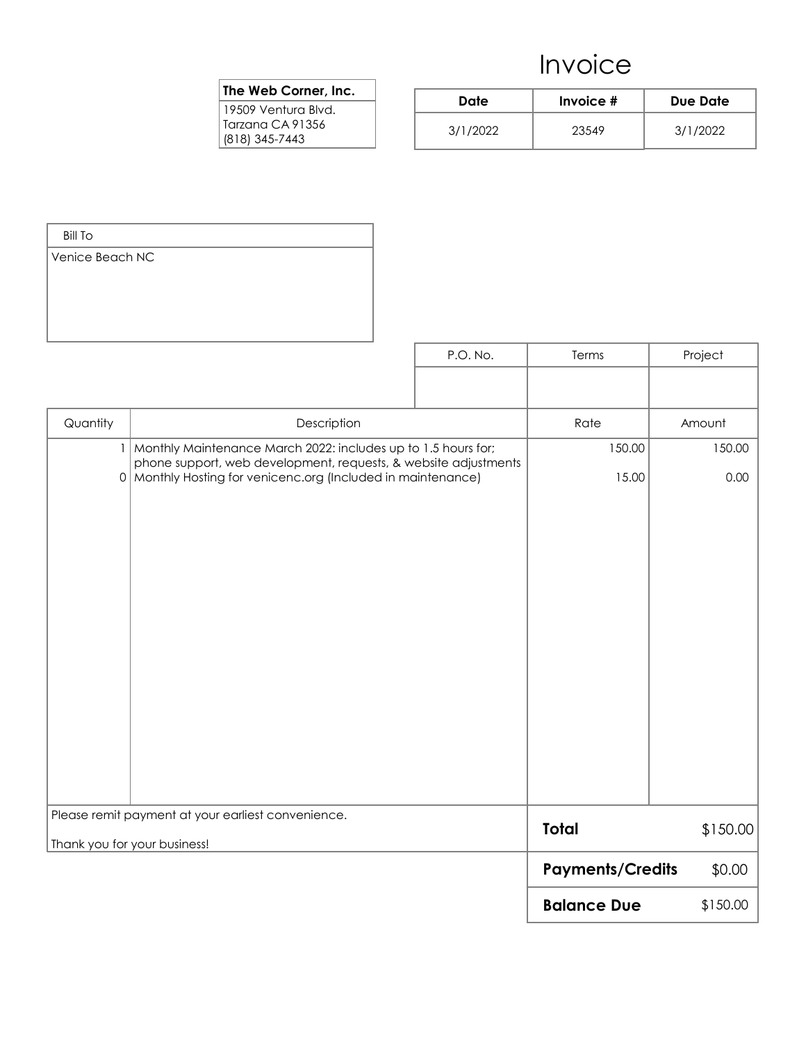# Invoice

**The Web Corner, Inc.**
19509 Ventura Blvd.
Tarzana CA 91356
(818) 345-7443

| Date | Invoice # | Due Date |
|---|---|---|
| 3/1/2022 | 23549 | 3/1/2022 |

**Bill To**
Venice Beach NC

| P.O. No. | Terms | Project |
|---|---|---|
| | | |

| Quantity | Description | Rate | Amount |
|---|---|---|---|
| 1 | Monthly Maintenance March 2022: includes up to 1.5 hours for; phone support, web development, requests, & website adjustments | 150.00 | 150.00 |
| 0 | Monthly Hosting for venicenc.org (Included in maintenance) | 15.00 | 0.00 |

Please remit payment at your earliest convenience.

Thank you for your business!

| | |
|---|---|
| **Total** | $150.00 |
| **Payments/Credits** | $0.00 |
| **Balance Due** | $150.00 |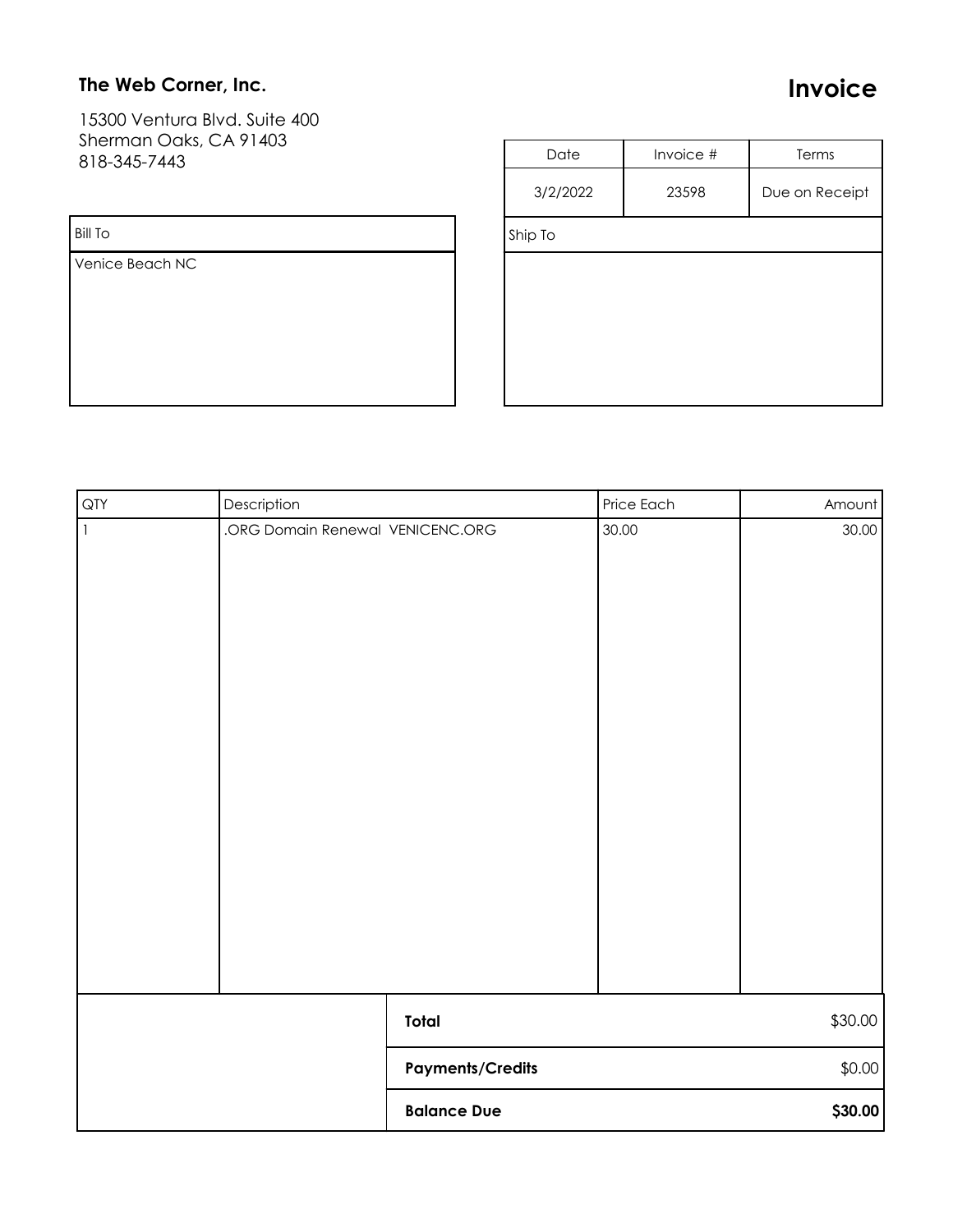**The Web Corner, Inc.**

15300 Ventura Blvd. Suite 400
Sherman Oaks, CA 91403
818-345-7443

# Invoice

| Date | Invoice # | Terms |
|---|---|---|
| 3/2/2022 | 23598 | Due on Receipt |

| Bill To |
|---|
| Venice Beach NC |

| Ship To |
|---|
| |

| QTY | Description | Price Each | Amount |
|---|---|---|---|
| 1 | .ORG Domain Renewal VENICENC.ORG | 30.00 | 30.00 |

| | |
|---|---|
| **Total** | $30.00 |
| **Payments/Credits** | $0.00 |
| **Balance Due** | **$30.00** |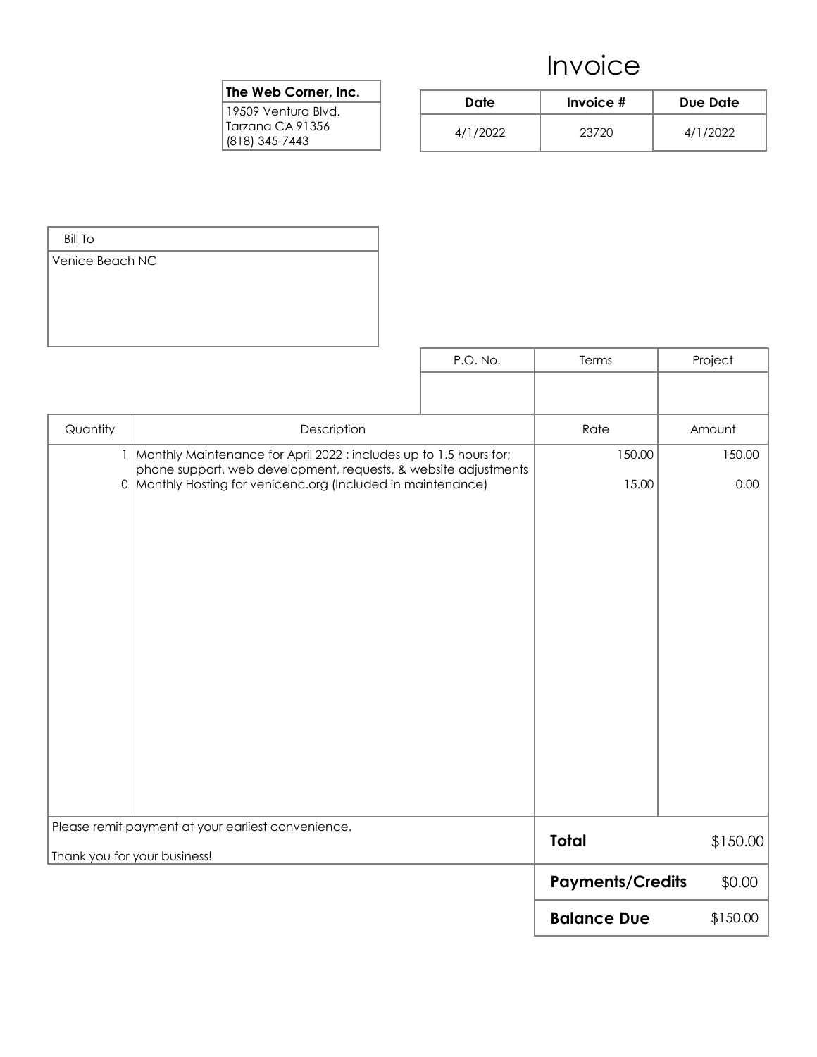# Invoice

| The Web Corner, Inc. |
| --- |
| 19509 Ventura Blvd.<br>Tarzana CA 91356<br>(818) 345-7443 |

| Date | Invoice # | Due Date |
| --- | --- | --- |
| 4/1/2022 | 23720 | 4/1/2022 |

| Bill To |
| --- |
| Venice Beach NC |

| P.O. No. | Terms | Project |
| --- | --- | --- |
| | | |

| Quantity | Description | Rate | Amount |
| --- | --- | --- | --- |
| 1 | Monthly Maintenance for April 2022 : includes up to 1.5 hours for; phone support, web development, requests, & website adjustments | 150.00 | 150.00 |
| 0 | Monthly Hosting for venicenc.org (Included in maintenance) | 15.00 | 0.00 |

Please remit payment at your earliest convenience.

Thank you for your business!

| | |
| --- | --- |
| **Total** | $150.00 |
| **Payments/Credits** | $0.00 |
| **Balance Due** | $150.00 |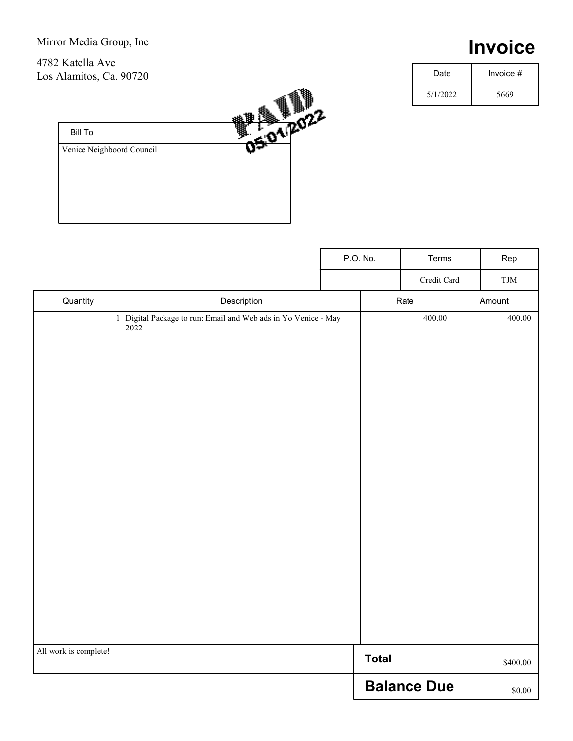Mirror Media Group, Inc

4782 Katella Ave
Los Alamitos, Ca. 90720

# Invoice

| Date | Invoice # |
|---|---|
| 5/1/2022 | 5669 |

PAID 05/01/2022

| Bill To |
|---|
| Venice Neighboord Council |

| P.O. No. | Terms | Rep |
|---|---|---|
| | Credit Card | TJM |

| Quantity | Description | Rate | Amount |
|---|---|---|---|
| 1 | Digital Package to run: Email and Web ads in Yo Venice - May 2022 | 400.00 | 400.00 |

All work is complete!

| | |
|---|---|
| **Total** | $400.00 |
| **Balance Due** | $0.00 |